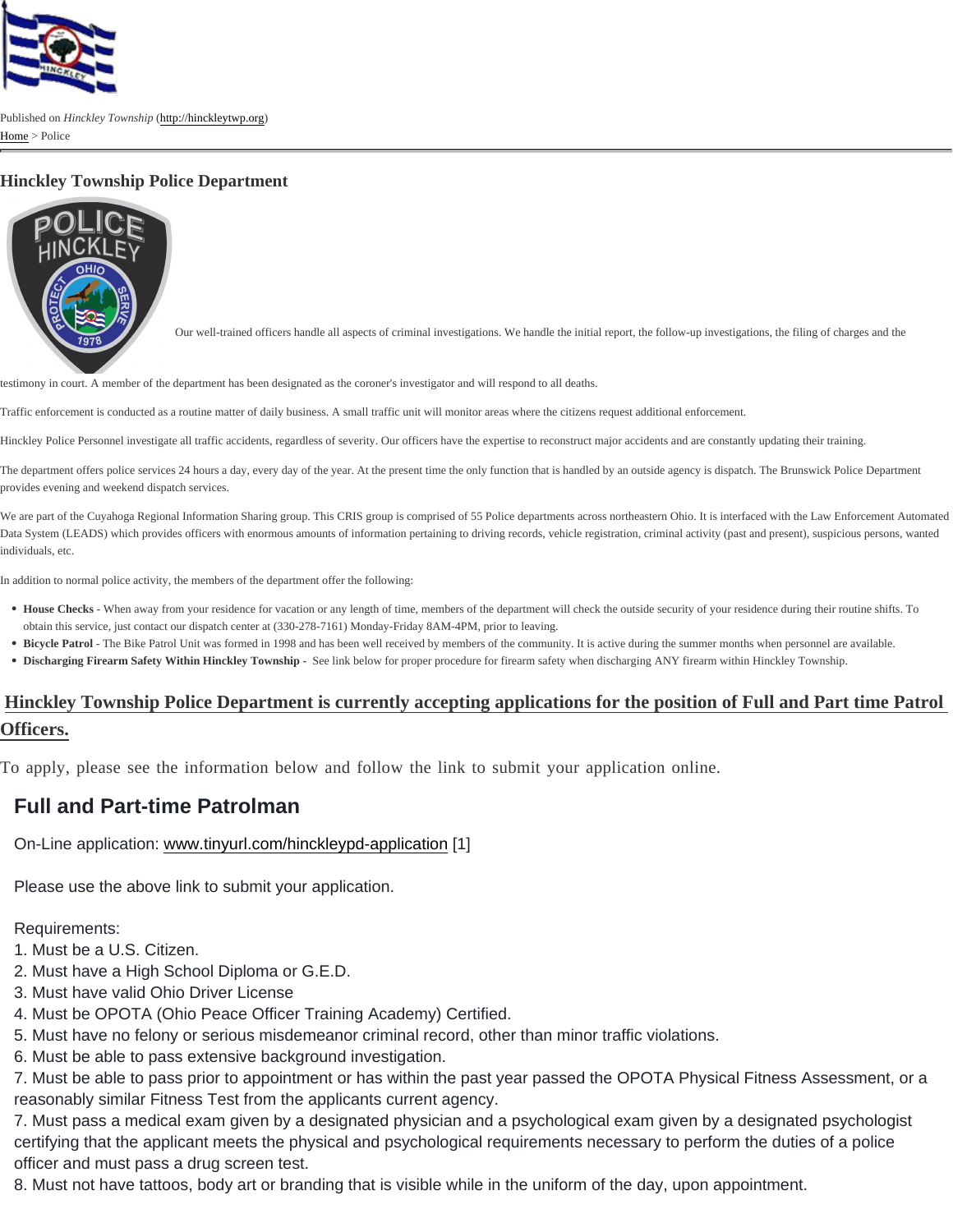Published on *Hinckley Township* (http://hinckleytwp.org)

Home > Police

# Hinckley Township Police Department

Our well-trained officers handle all aspects of criminal investigations. We handle the initial report, the follow-up investigations, the filing of charges and the testimony in court. A member of the department has been designated as the coroner's investigator and will respond to all deaths.

Traffic enforcement is conducted as a routine matter of daily business. A small traffic unit will monitor areas where the citizens request additional enforcement.

Hinckley Police Personnel investigate all traffic accidents, regardless of severity. Our officers have the expertise to reconstruct major accidents and are constantly updating their training.

The department offers police services 24 hours a day, every day of the year. At the present time the only function that is handled by an outside agency is dispatch. The Brunswick Police Department provides evening and weekend dispatch services.

We are part of the Cuyahoga Regional Information Sharing group. This CRIS group is comprised of 55 Police departments across northeastern Ohio. It is interfaced with the Law Enforcement Automated Data System (LEADS) which provides officers with enormous amounts of information pertaining to driving records, vehicle registration, criminal activity (past and present), suspicious persons, wanted individuals, etc.

In addition to normal police activity, the members of the department offer the following:

- **House Checks** - When away from your residence for vacation or any length of time, members of the department will check the outside security of your residence during their routine shifts. To obtain this service, just contact our dispatch center at (330-278-7161) Monday-Friday 8AM-4PM, prior to leaving.
- **Bicycle Patrol** - The Bike Patrol Unit was formed in 1998 and has been well received by members of the community. It is active during the summer months when personnel are available.
- **Discharging Firearm Safety Within Hinckley Township -** See link below for proper procedure for firearm safety when discharging ANY firearm within Hinckley Township.

## Hinckley Township Police Department is currently accepting applications for the position of Full and Part time Patrol Officers.

To apply, please see the information below and follow the link to submit your application online.

## Full and Part-time Patrolman

On-Line application: www.tinyurl.com/hinckleypd-application [1]

Please use the above link to submit your application.

Requirements:
1. Must be a U.S. Citizen.
2. Must have a High School Diploma or G.E.D.
3. Must have valid Ohio Driver License
4. Must be OPOTA (Ohio Peace Officer Training Academy) Certified.
5. Must have no felony or serious misdemeanor criminal record, other than minor traffic violations.
6. Must be able to pass extensive background investigation.
7. Must be able to pass prior to appointment or has within the past year passed the OPOTA Physical Fitness Assessment, or a reasonably similar Fitness Test from the applicants current agency.
7. Must pass a medical exam given by a designated physician and a psychological exam given by a designated psychologist certifying that the applicant meets the physical and psychological requirements necessary to perform the duties of a police officer and must pass a drug screen test.
8. Must not have tattoos, body art or branding that is visible while in the uniform of the day, upon appointment.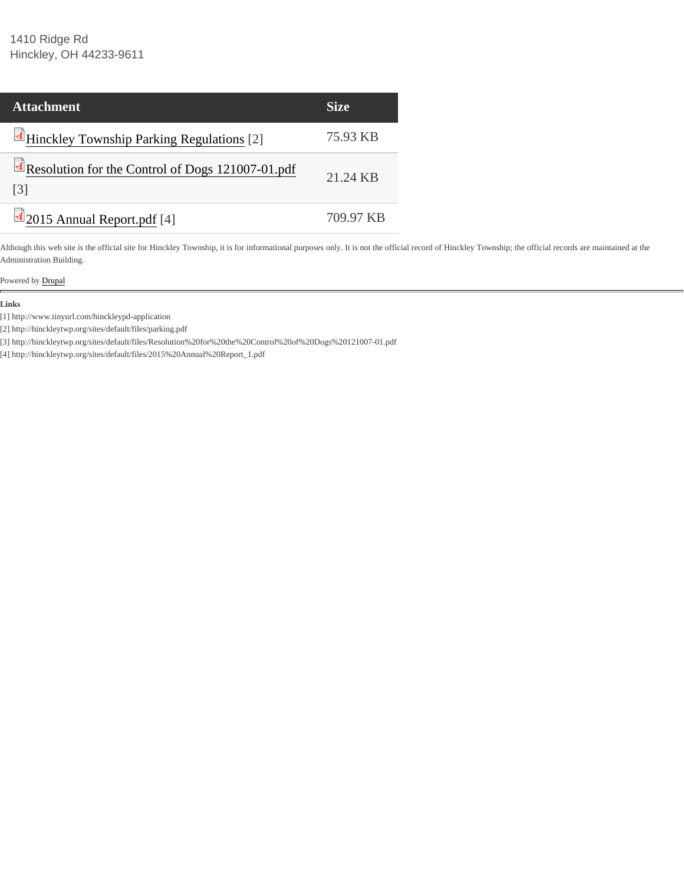1410 Ridge Rd
Hinckley, OH 44233-9611

| Attachment | Size |
| --- | --- |
| Hinckley Township Parking Regulations [2] | 75.93 KB |
| Resolution for the Control of Dogs 121007-01.pdf [3] | 21.24 KB |
| 2015 Annual Report.pdf [4] | 709.97 KB |

Although this web site is the official site for Hinckley Township, it is for informational purposes only. It is not the official record of Hinckley Township; the official records are maintained at the Administration Building.

Powered by Drupal

**Links**

[1] http://www.tinyurl.com/hinckleypd-application
[2] http://hinckleytwp.org/sites/default/files/parking.pdf
[3] http://hinckleytwp.org/sites/default/files/Resolution%20for%20the%20Control%20of%20Dogs%20121007-01.pdf
[4] http://hinckleytwp.org/sites/default/files/2015%20Annual%20Report_1.pdf